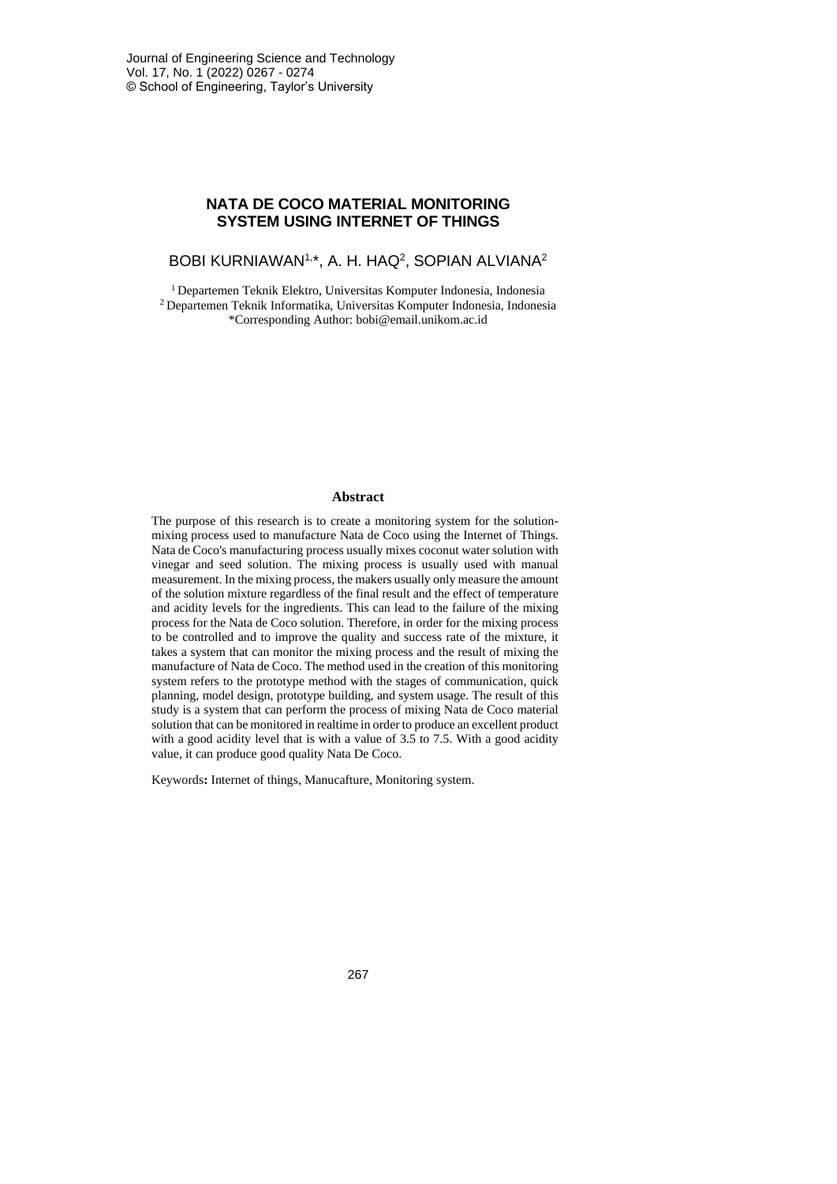# NATA DE COCO MATERIAL MONITORING SYSTEM USING INTERNET OF THINGS

BOBI KURNIAWAN[1,*], A. H. HAQ[2], SOPIAN ALVIANA[2]

[1] Departemen Teknik Elektro, Universitas Komputer Indonesia, Indonesia
[2] Departemen Teknik Informatika, Universitas Komputer Indonesia, Indonesia
*Corresponding Author: bobi@email.unikom.ac.id

## Abstract

The purpose of this research is to create a monitoring system for the solution-mixing process used to manufacture Nata de Coco using the Internet of Things. Nata de Coco's manufacturing process usually mixes coconut water solution with vinegar and seed solution. The mixing process is usually used with manual measurement. In the mixing process, the makers usually only measure the amount of the solution mixture regardless of the final result and the effect of temperature and acidity levels for the ingredients. This can lead to the failure of the mixing process for the Nata de Coco solution. Therefore, in order for the mixing process to be controlled and to improve the quality and success rate of the mixture, it takes a system that can monitor the mixing process and the result of mixing the manufacture of Nata de Coco. The method used in the creation of this monitoring system refers to the prototype method with the stages of communication, quick planning, model design, prototype building, and system usage. The result of this study is a system that can perform the process of mixing Nata de Coco material solution that can be monitored in realtime in order to produce an excellent product with a good acidity level that is with a value of 3.5 to 7.5. With a good acidity value, it can produce good quality Nata De Coco.

Keywords**:** Internet of things, Manucafture, Monitoring system.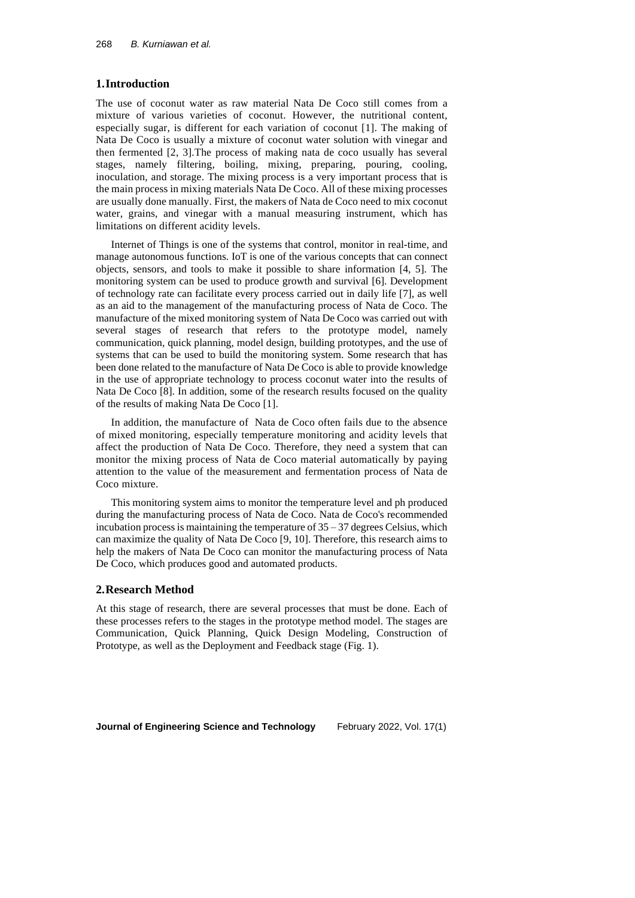## 1. Introduction

The use of coconut water as raw material Nata De Coco still comes from a mixture of various varieties of coconut. However, the nutritional content, especially sugar, is different for each variation of coconut [1]. The making of Nata De Coco is usually a mixture of coconut water solution with vinegar and then fermented [2, 3].The process of making nata de coco usually has several stages, namely filtering, boiling, mixing, preparing, pouring, cooling, inoculation, and storage. The mixing process is a very important process that is the main process in mixing materials Nata De Coco. All of these mixing processes are usually done manually. First, the makers of Nata de Coco need to mix coconut water, grains, and vinegar with a manual measuring instrument, which has limitations on different acidity levels.

Internet of Things is one of the systems that control, monitor in real-time, and manage autonomous functions. IoT is one of the various concepts that can connect objects, sensors, and tools to make it possible to share information [4, 5]. The monitoring system can be used to produce growth and survival [6]. Development of technology rate can facilitate every process carried out in daily life [7], as well as an aid to the management of the manufacturing process of Nata de Coco. The manufacture of the mixed monitoring system of Nata De Coco was carried out with several stages of research that refers to the prototype model, namely communication, quick planning, model design, building prototypes, and the use of systems that can be used to build the monitoring system. Some research that has been done related to the manufacture of Nata De Coco is able to provide knowledge in the use of appropriate technology to process coconut water into the results of Nata De Coco [8]. In addition, some of the research results focused on the quality of the results of making Nata De Coco [1].

In addition, the manufacture of Nata de Coco often fails due to the absence of mixed monitoring, especially temperature monitoring and acidity levels that affect the production of Nata De Coco. Therefore, they need a system that can monitor the mixing process of Nata de Coco material automatically by paying attention to the value of the measurement and fermentation process of Nata de Coco mixture.

This monitoring system aims to monitor the temperature level and ph produced during the manufacturing process of Nata de Coco. Nata de Coco's recommended incubation process is maintaining the temperature of 35 – 37 degrees Celsius, which can maximize the quality of Nata De Coco [9, 10]. Therefore, this research aims to help the makers of Nata De Coco can monitor the manufacturing process of Nata De Coco, which produces good and automated products.

## 2. Research Method

At this stage of research, there are several processes that must be done. Each of these processes refers to the stages in the prototype method model. The stages are Communication, Quick Planning, Quick Design Modeling, Construction of Prototype, as well as the Deployment and Feedback stage (Fig. 1).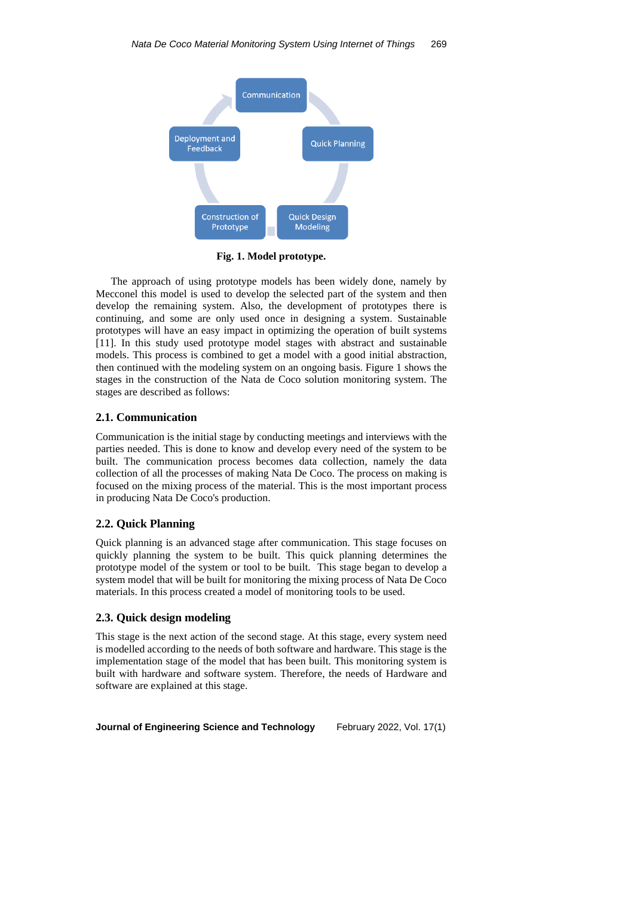Communication

Quick Planning

Quick Design Modeling

Construction of Prototype

Deployment and Feedback

**Fig. 1. Model prototype.**

The approach of using prototype models has been widely done, namely by Mecconel this model is used to develop the selected part of the system and then develop the remaining system. Also, the development of prototypes there is continuing, and some are only used once in designing a system. Sustainable prototypes will have an easy impact in optimizing the operation of built systems [11]. In this study used prototype model stages with abstract and sustainable models. This process is combined to get a model with a good initial abstraction, then continued with the modeling system on an ongoing basis. Figure 1 shows the stages in the construction of the Nata de Coco solution monitoring system. The stages are described as follows:

## 2.1. Communication

Communication is the initial stage by conducting meetings and interviews with the parties needed. This is done to know and develop every need of the system to be built. The communication process becomes data collection, namely the data collection of all the processes of making Nata De Coco. The process on making is focused on the mixing process of the material. This is the most important process in producing Nata De Coco's production.

## 2.2. Quick Planning

Quick planning is an advanced stage after communication. This stage focuses on quickly planning the system to be built. This quick planning determines the prototype model of the system or tool to be built. This stage began to develop a system model that will be built for monitoring the mixing process of Nata De Coco materials. In this process created a model of monitoring tools to be used.

## 2.3. Quick design modeling

This stage is the next action of the second stage. At this stage, every system need is modelled according to the needs of both software and hardware. This stage is the implementation stage of the model that has been built. This monitoring system is built with hardware and software system. Therefore, the needs of Hardware and software are explained at this stage.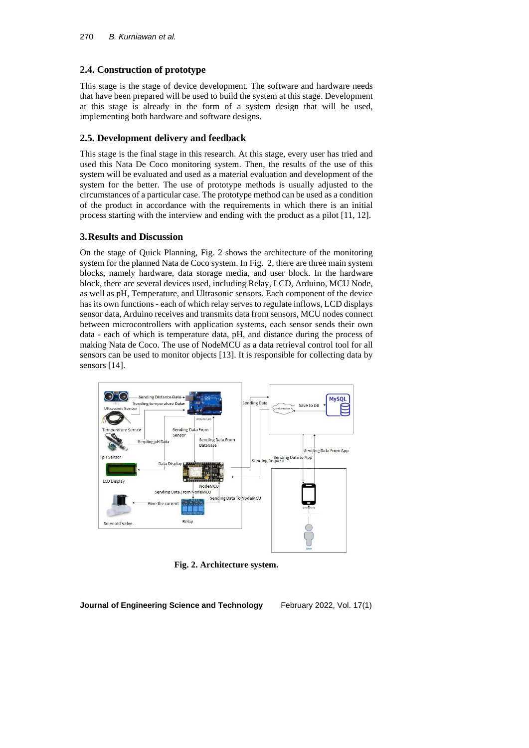## 2.4. Construction of prototype

This stage is the stage of device development. The software and hardware needs that have been prepared will be used to build the system at this stage. Development at this stage is already in the form of a system design that will be used, implementing both hardware and software designs.

## 2.5. Development delivery and feedback

This stage is the final stage in this research. At this stage, every user has tried and used this Nata De Coco monitoring system. Then, the results of the use of this system will be evaluated and used as a material evaluation and development of the system for the better. The use of prototype methods is usually adjusted to the circumstances of a particular case. The prototype method can be used as a condition of the product in accordance with the requirements in which there is an initial process starting with the interview and ending with the product as a pilot [11, 12].

# 3. Results and Discussion

On the stage of Quick Planning, Fig. 2 shows the architecture of the monitoring system for the planned Nata de Coco system. In Fig. 2, there are three main system blocks, namely hardware, data storage media, and user block. In the hardware block, there are several devices used, including Relay, LCD, Arduino, MCU Node, as well as pH, Temperature, and Ultrasonic sensors. Each component of the device has its own functions - each of which relay serves to regulate inflows, LCD displays sensor data, Arduino receives and transmits data from sensors, MCU nodes connect between microcontrollers with application systems, each sensor sends their own data - each of which is temperature data, pH, and distance during the process of making Nata de Coco. The use of NodeMCU as a data retrieval control tool for all sensors can be used to monitor objects [13]. It is responsible for collecting data by sensors [14].

**Fig. 2. Architecture system.**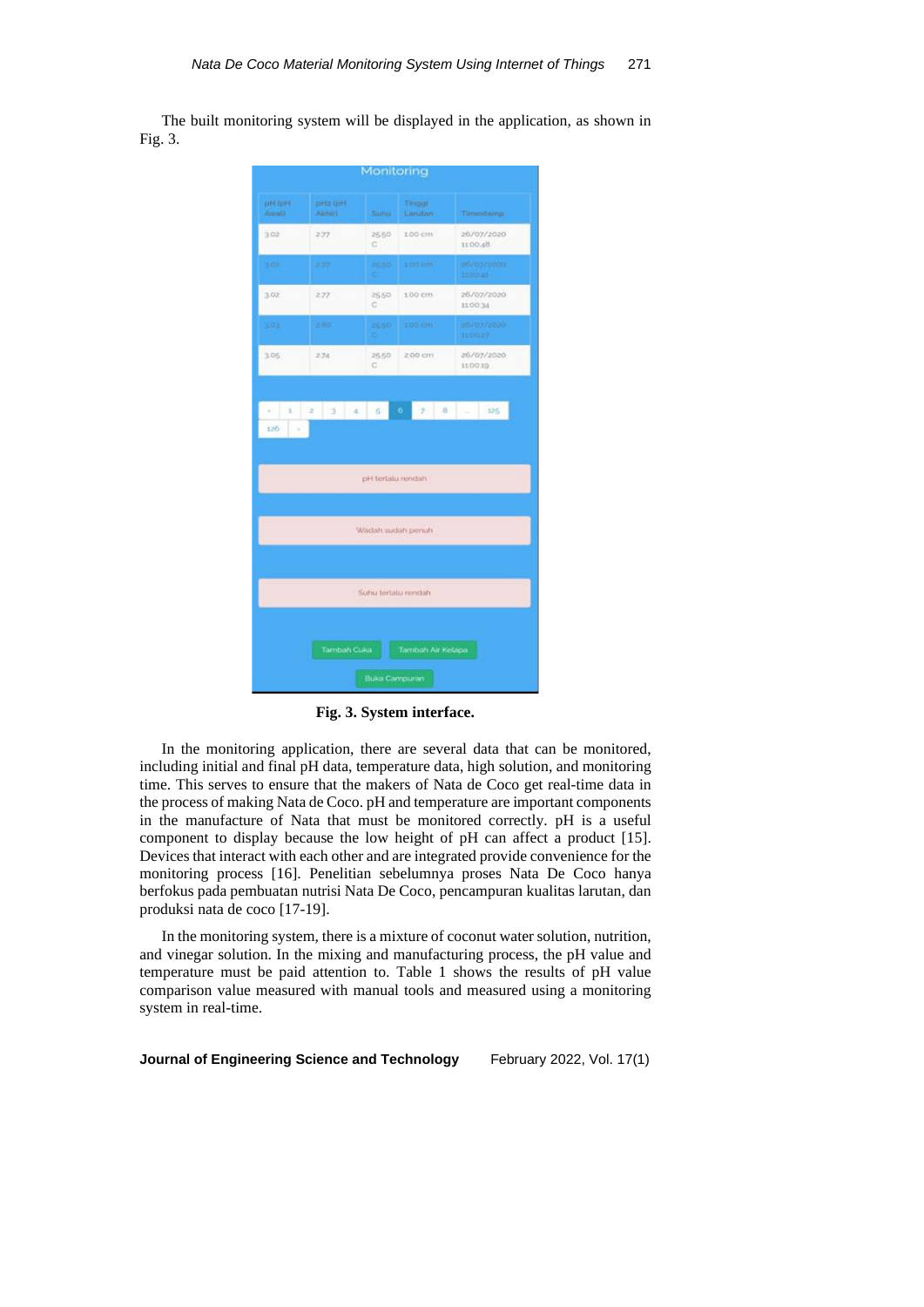The built monitoring system will be displayed in the application, as shown in Fig. 3.

**Fig. 3. System interface.**

In the monitoring application, there are several data that can be monitored, including initial and final pH data, temperature data, high solution, and monitoring time. This serves to ensure that the makers of Nata de Coco get real-time data in the process of making Nata de Coco. pH and temperature are important components in the manufacture of Nata that must be monitored correctly. pH is a useful component to display because the low height of pH can affect a product [15]. Devices that interact with each other and are integrated provide convenience for the monitoring process [16]. Penelitian sebelumnya proses Nata De Coco hanya berfokus pada pembuatan nutrisi Nata De Coco, pencampuran kualitas larutan, dan produksi nata de coco [17-19].

In the monitoring system, there is a mixture of coconut water solution, nutrition, and vinegar solution. In the mixing and manufacturing process, the pH value and temperature must be paid attention to. Table 1 shows the results of pH value comparison value measured with manual tools and measured using a monitoring system in real-time.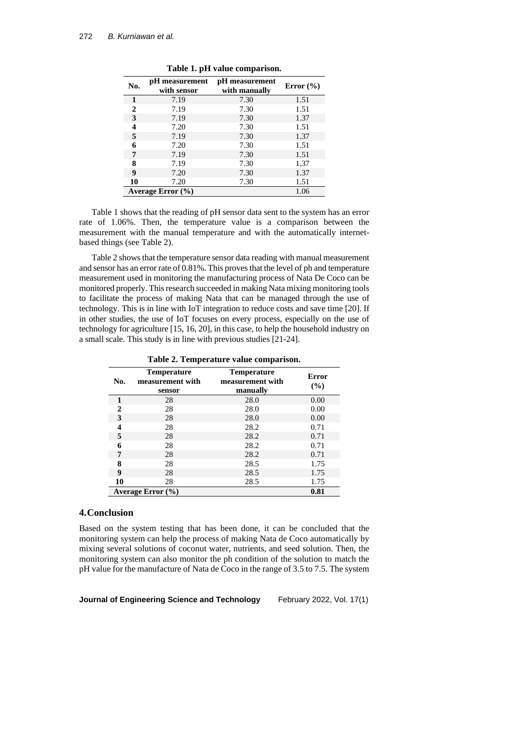**Table 1. pH value comparison.**

| No. | pH measurement with sensor | pH measurement with manually | Error (%) |
|---|---|---|---|
| 1 | 7.19 | 7.30 | 1.51 |
| 2 | 7.19 | 7.30 | 1.51 |
| 3 | 7.19 | 7.30 | 1.37 |
| 4 | 7.20 | 7.30 | 1.51 |
| 5 | 7.19 | 7.30 | 1.37 |
| 6 | 7.20 | 7.30 | 1.51 |
| 7 | 7.19 | 7.30 | 1.51 |
| 8 | 7.19 | 7.30 | 1.37 |
| 9 | 7.20 | 7.30 | 1.37 |
| 10 | 7.20 | 7.30 | 1.51 |
| **Average Error (%)** | | | 1.06 |

Table 1 shows that the reading of pH sensor data sent to the system has an error rate of 1.06%. Then, the temperature value is a comparison between the measurement with the manual temperature and with the automatically internet-based things (see Table 2).

Table 2 shows that the temperature sensor data reading with manual measurement and sensor has an error rate of 0.81%. This proves that the level of ph and temperature measurement used in monitoring the manufacturing process of Nata De Coco can be monitored properly. This research succeeded in making Nata mixing monitoring tools to facilitate the process of making Nata that can be managed through the use of technology. This is in line with IoT integration to reduce costs and save time [20]. If in other studies, the use of IoT focuses on every process, especially on the use of technology for agriculture [15, 16, 20], in this case, to help the household industry on a small scale. This study is in line with previous studies [21-24].

**Table 2. Temperature value comparison.**

| No. | Temperature measurement with sensor | Temperature measurement with manually | Error (%) |
|---|---|---|---|
| 1 | 28 | 28.0 | 0.00 |
| 2 | 28 | 28.0 | 0.00 |
| 3 | 28 | 28.0 | 0.00 |
| 4 | 28 | 28.2 | 0.71 |
| 5 | 28 | 28.2 | 0.71 |
| 6 | 28 | 28.2 | 0.71 |
| 7 | 28 | 28.2 | 0.71 |
| 8 | 28 | 28.5 | 1.75 |
| 9 | 28 | 28.5 | 1.75 |
| 10 | 28 | 28.5 | 1.75 |
| **Average Error (%)** | | | **0.81** |

## 4. Conclusion

Based on the system testing that has been done, it can be concluded that the monitoring system can help the process of making Nata de Coco automatically by mixing several solutions of coconut water, nutrients, and seed solution. Then, the monitoring system can also monitor the ph condition of the solution to match the pH value for the manufacture of Nata de Coco in the range of 3.5 to 7.5. The system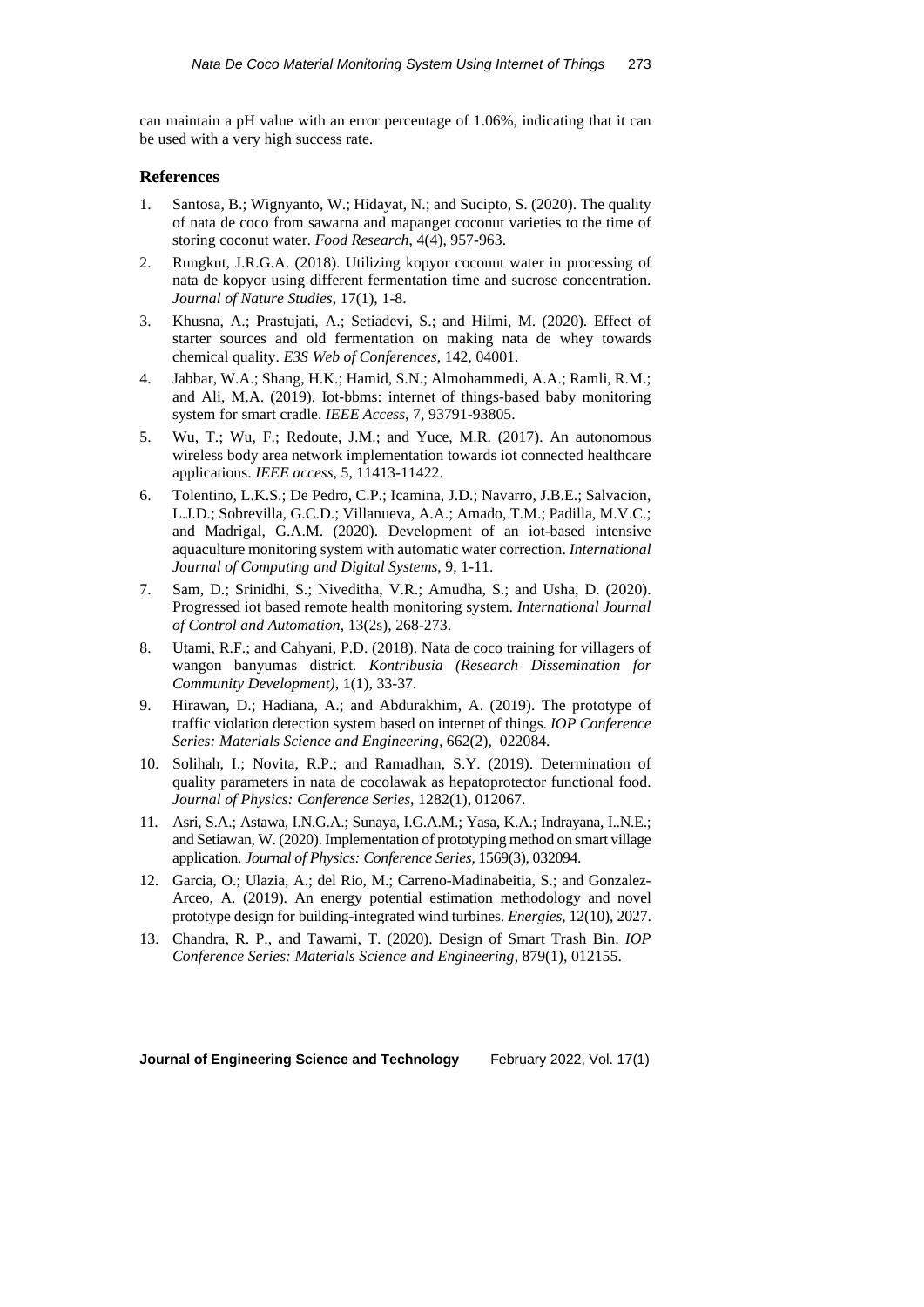can maintain a pH value with an error percentage of 1.06%, indicating that it can be used with a very high success rate.

## References

1. Santosa, B.; Wignyanto, W.; Hidayat, N.; and Sucipto, S. (2020). The quality of nata de coco from sawarna and mapanget coconut varieties to the time of storing coconut water. *Food Research*, 4(4), 957-963.
2. Rungkut, J.R.G.A. (2018). Utilizing kopyor coconut water in processing of nata de kopyor using different fermentation time and sucrose concentration. *Journal of Nature Studies*, 17(1), 1-8.
3. Khusna, A.; Prastujati, A.; Setiadevi, S.; and Hilmi, M. (2020). Effect of starter sources and old fermentation on making nata de whey towards chemical quality. *E3S Web of Conferences*, 142, 04001.
4. Jabbar, W.A.; Shang, H.K.; Hamid, S.N.; Almohammedi, A.A.; Ramli, R.M.; and Ali, M.A. (2019). Iot-bbms: internet of things-based baby monitoring system for smart cradle. *IEEE Access*, 7, 93791-93805.
5. Wu, T.; Wu, F.; Redoute, J.M.; and Yuce, M.R. (2017). An autonomous wireless body area network implementation towards iot connected healthcare applications. *IEEE access*, 5, 11413-11422.
6. Tolentino, L.K.S.; De Pedro, C.P.; Icamina, J.D.; Navarro, J.B.E.; Salvacion, L.J.D.; Sobrevilla, G.C.D.; Villanueva, A.A.; Amado, T.M.; Padilla, M.V.C.; and Madrigal, G.A.M. (2020). Development of an iot-based intensive aquaculture monitoring system with automatic water correction. *International Journal of Computing and Digital Systems*, 9, 1-11.
7. Sam, D.; Srinidhi, S.; Niveditha, V.R.; Amudha, S.; and Usha, D. (2020). Progressed iot based remote health monitoring system. *International Journal of Control and Automation*, 13(2s), 268-273.
8. Utami, R.F.; and Cahyani, P.D. (2018). Nata de coco training for villagers of wangon banyumas district. *Kontribusia (Research Dissemination for Community Development)*, 1(1), 33-37.
9. Hirawan, D.; Hadiana, A.; and Abdurakhim, A. (2019). The prototype of traffic violation detection system based on internet of things. *IOP Conference Series: Materials Science and Engineering*, 662(2), 022084.
10. Solihah, I.; Novita, R.P.; and Ramadhan, S.Y. (2019). Determination of quality parameters in nata de cocolawak as hepatoprotector functional food. *Journal of Physics: Conference Series*, 1282(1), 012067.
11. Asri, S.A.; Astawa, I.N.G.A.; Sunaya, I.G.A.M.; Yasa, K.A.; Indrayana, I..N.E.; and Setiawan, W. (2020). Implementation of prototyping method on smart village application. *Journal of Physics: Conference Series*, 1569(3), 032094.
12. Garcia, O.; Ulazia, A.; del Rio, M.; Carreno-Madinabeitia, S.; and Gonzalez-Arceo, A. (2019). An energy potential estimation methodology and novel prototype design for building-integrated wind turbines. *Energies*, 12(10), 2027.
13. Chandra, R. P., and Tawami, T. (2020). Design of Smart Trash Bin. *IOP Conference Series: Materials Science and Engineering*, 879(1), 012155.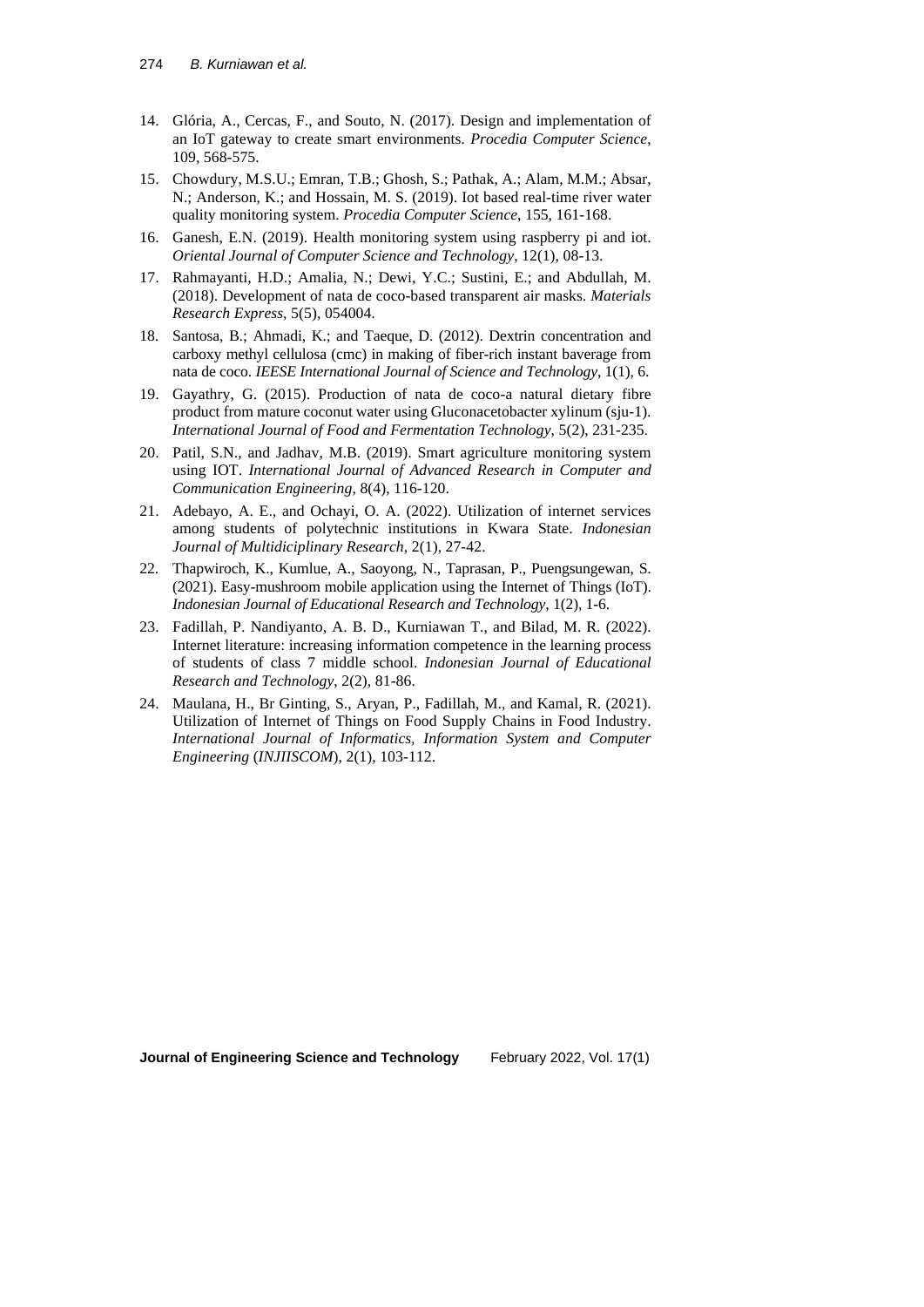14. Glória, A., Cercas, F., and Souto, N. (2017). Design and implementation of an IoT gateway to create smart environments. *Procedia Computer Science*, 109, 568-575.
15. Chowdury, M.S.U.; Emran, T.B.; Ghosh, S.; Pathak, A.; Alam, M.M.; Absar, N.; Anderson, K.; and Hossain, M. S. (2019). Iot based real-time river water quality monitoring system. *Procedia Computer Science*, 155, 161-168.
16. Ganesh, E.N. (2019). Health monitoring system using raspberry pi and iot. *Oriental Journal of Computer Science and Technology*, 12(1), 08-13.
17. Rahmayanti, H.D.; Amalia, N.; Dewi, Y.C.; Sustini, E.; and Abdullah, M. (2018). Development of nata de coco-based transparent air masks. *Materials Research Express*, 5(5), 054004.
18. Santosa, B.; Ahmadi, K.; and Taeque, D. (2012). Dextrin concentration and carboxy methyl cellulosa (cmc) in making of fiber-rich instant baverage from nata de coco. *IEESE International Journal of Science and Technology*, 1(1), 6.
19. Gayathry, G. (2015). Production of nata de coco-a natural dietary fibre product from mature coconut water using Gluconacetobacter xylinum (sju-1). *International Journal of Food and Fermentation Technology*, 5(2), 231-235.
20. Patil, S.N., and Jadhav, M.B. (2019). Smart agriculture monitoring system using IOT. *International Journal of Advanced Research in Computer and Communication Engineering*, 8(4), 116-120.
21. Adebayo, A. E., and Ochayi, O. A. (2022). Utilization of internet services among students of polytechnic institutions in Kwara State. *Indonesian Journal of Multidiciplinary Research*, 2(1), 27-42.
22. Thapwiroch, K., Kumlue, A., Saoyong, N., Taprasan, P., Puengsungewan, S. (2021). Easy-mushroom mobile application using the Internet of Things (IoT). *Indonesian Journal of Educational Research and Technology*, 1(2), 1-6.
23. Fadillah, P. Nandiyanto, A. B. D., Kurniawan T., and Bilad, M. R. (2022). Internet literature: increasing information competence in the learning process of students of class 7 middle school. *Indonesian Journal of Educational Research and Technology*, 2(2), 81-86.
24. Maulana, H., Br Ginting, S., Aryan, P., Fadillah, M., and Kamal, R. (2021). Utilization of Internet of Things on Food Supply Chains in Food Industry. *International Journal of Informatics, Information System and Computer Engineering* (*INJIISCOM*), 2(1), 103-112.